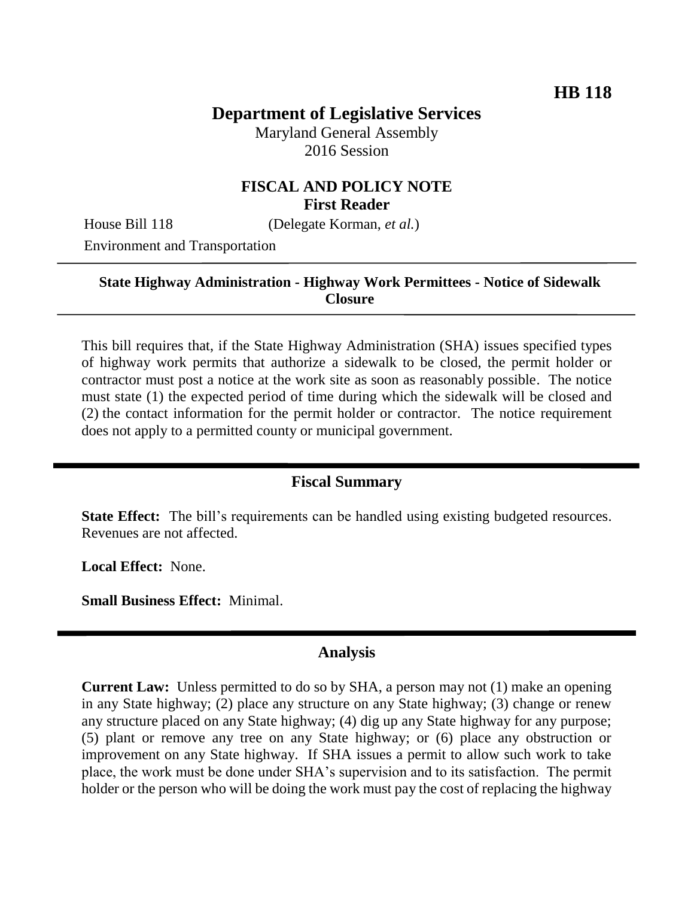**HB 118**

# Department of Legislative Services

Maryland General Assembly
2016 Session

## FISCAL AND POLICY NOTE
**First Reader**

House Bill 118 (Delegate Korman, *et al.*)
Environment and Transportation

---

**State Highway Administration - Highway Work Permittees - Notice of Sidewalk Closure**

---

This bill requires that, if the State Highway Administration (SHA) issues specified types of highway work permits that authorize a sidewalk to be closed, the permit holder or contractor must post a notice at the work site as soon as reasonably possible. The notice must state (1) the expected period of time during which the sidewalk will be closed and (2) the contact information for the permit holder or contractor. The notice requirement does not apply to a permitted county or municipal government.

---

## Fiscal Summary

**State Effect:** The bill's requirements can be handled using existing budgeted resources. Revenues are not affected.

**Local Effect:** None.

**Small Business Effect:** Minimal.

---

## Analysis

**Current Law:** Unless permitted to do so by SHA, a person may not (1) make an opening in any State highway; (2) place any structure on any State highway; (3) change or renew any structure placed on any State highway; (4) dig up any State highway for any purpose; (5) plant or remove any tree on any State highway; or (6) place any obstruction or improvement on any State highway. If SHA issues a permit to allow such work to take place, the work must be done under SHA's supervision and to its satisfaction. The permit holder or the person who will be doing the work must pay the cost of replacing the highway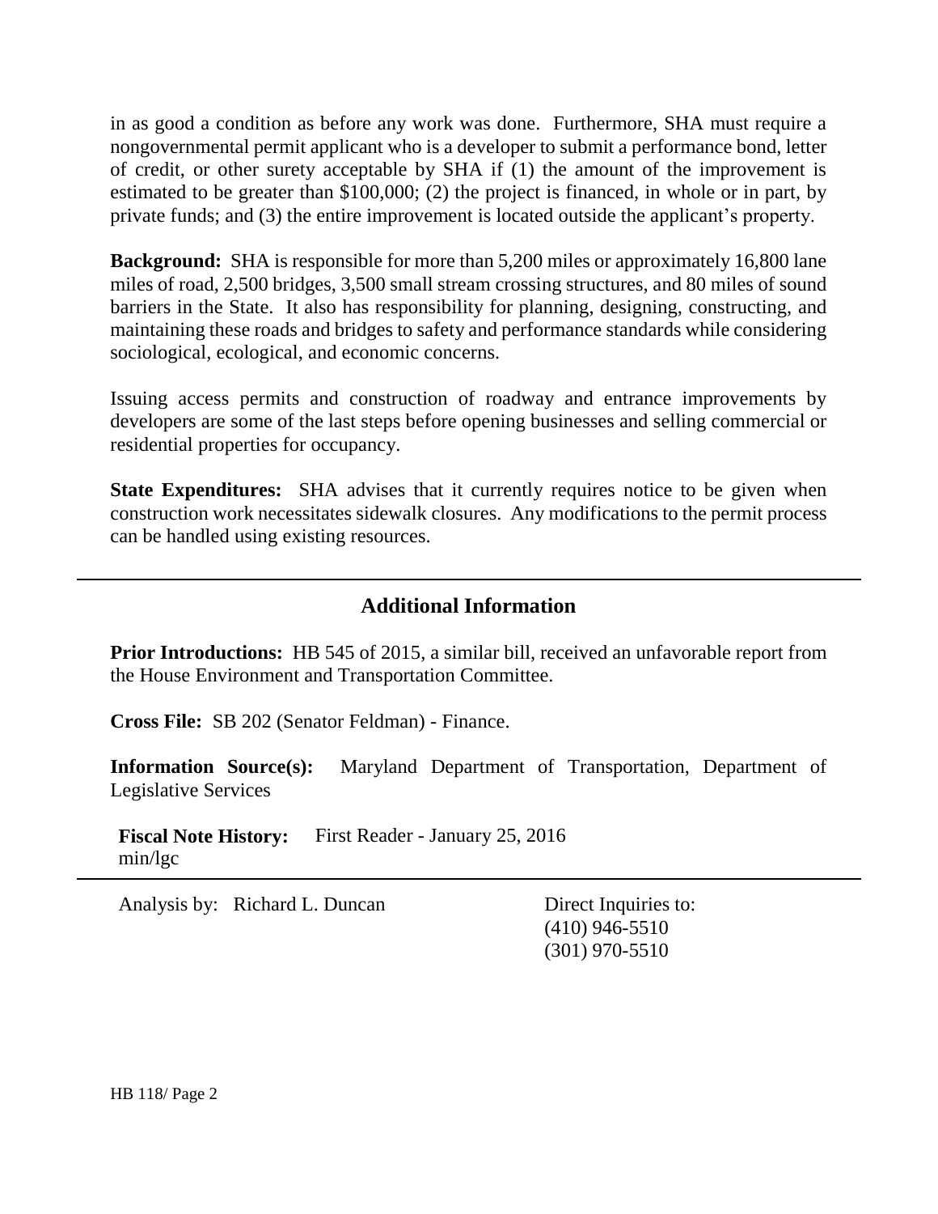in as good a condition as before any work was done. Furthermore, SHA must require a nongovernmental permit applicant who is a developer to submit a performance bond, letter of credit, or other surety acceptable by SHA if (1) the amount of the improvement is estimated to be greater than $100,000; (2) the project is financed, in whole or in part, by private funds; and (3) the entire improvement is located outside the applicant's property.

**Background:** SHA is responsible for more than 5,200 miles or approximately 16,800 lane miles of road, 2,500 bridges, 3,500 small stream crossing structures, and 80 miles of sound barriers in the State. It also has responsibility for planning, designing, constructing, and maintaining these roads and bridges to safety and performance standards while considering sociological, ecological, and economic concerns.

Issuing access permits and construction of roadway and entrance improvements by developers are some of the last steps before opening businesses and selling commercial or residential properties for occupancy.

**State Expenditures:** SHA advises that it currently requires notice to be given when construction work necessitates sidewalk closures. Any modifications to the permit process can be handled using existing resources.

## Additional Information

**Prior Introductions:** HB 545 of 2015, a similar bill, received an unfavorable report from the House Environment and Transportation Committee.

**Cross File:** SB 202 (Senator Feldman) - Finance.

**Information Source(s):** Maryland Department of Transportation, Department of Legislative Services

**Fiscal Note History:** First Reader - January 25, 2016
min/lgc

Analysis by: Richard L. Duncan

Direct Inquiries to:
(410) 946-5510
(301) 970-5510